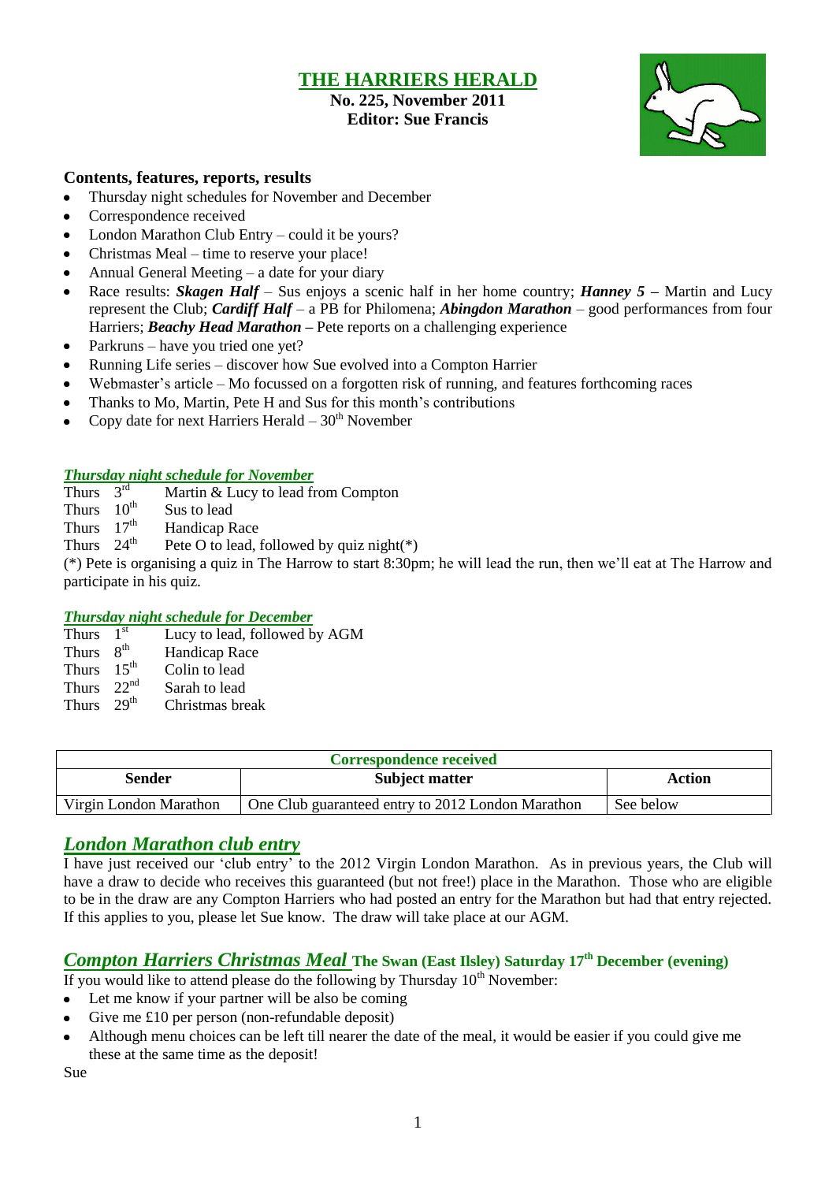# THE HARRIERS HERALD

**No. 225, November 2011**
**Editor: Sue Francis**

### Contents, features, reports, results

- Thursday night schedules for November and December
- Correspondence received
- London Marathon Club Entry – could it be yours?
- Christmas Meal – time to reserve your place!
- Annual General Meeting – a date for your diary
- Race results: ***Skagen Half*** – Sus enjoys a scenic half in her home country; ***Hanney 5*** **–** Martin and Lucy represent the Club; ***Cardiff Half*** – a PB for Philomena; ***Abingdon Marathon*** – good performances from four Harriers; ***Beachy Head Marathon*** **–** Pete reports on a challenging experience
- Parkruns – have you tried one yet?
- Running Life series – discover how Sue evolved into a Compton Harrier
- Webmaster's article – Mo focussed on a forgotten risk of running, and features forthcoming races
- Thanks to Mo, Martin, Pete H and Sus for this month's contributions
- Copy date for next Harriers Herald – 30th November

## *Thursday night schedule for November*

Thurs 3rd Martin & Lucy to lead from Compton
Thurs 10th Sus to lead
Thurs 17th Handicap Race
Thurs 24th Pete O to lead, followed by quiz night(*)

(*) Pete is organising a quiz in The Harrow to start 8:30pm; he will lead the run, then we'll eat at The Harrow and participate in his quiz.

## *Thursday night schedule for December*

Thurs 1st Lucy to lead, followed by AGM
Thurs 8th Handicap Race
Thurs 15th Colin to lead
Thurs 22nd Sarah to lead
Thurs 29th Christmas break

| Correspondence received | | |
|---|---|---|
| **Sender** | **Subject matter** | **Action** |
| Virgin London Marathon | One Club guaranteed entry to 2012 London Marathon | See below |

## *London Marathon club entry*

I have just received our 'club entry' to the 2012 Virgin London Marathon. As in previous years, the Club will have a draw to decide who receives this guaranteed (but not free!) place in the Marathon. Those who are eligible to be in the draw are any Compton Harriers who had posted an entry for the Marathon but had that entry rejected. If this applies to you, please let Sue know. The draw will take place at our AGM.

## *Compton Harriers Christmas Meal* The Swan (East Ilsley) Saturday 17th December (evening)

If you would like to attend please do the following by Thursday 10th November:

- Let me know if your partner will be also be coming
- Give me £10 per person (non-refundable deposit)
- Although menu choices can be left till nearer the date of the meal, it would be easier if you could give me these at the same time as the deposit!

Sue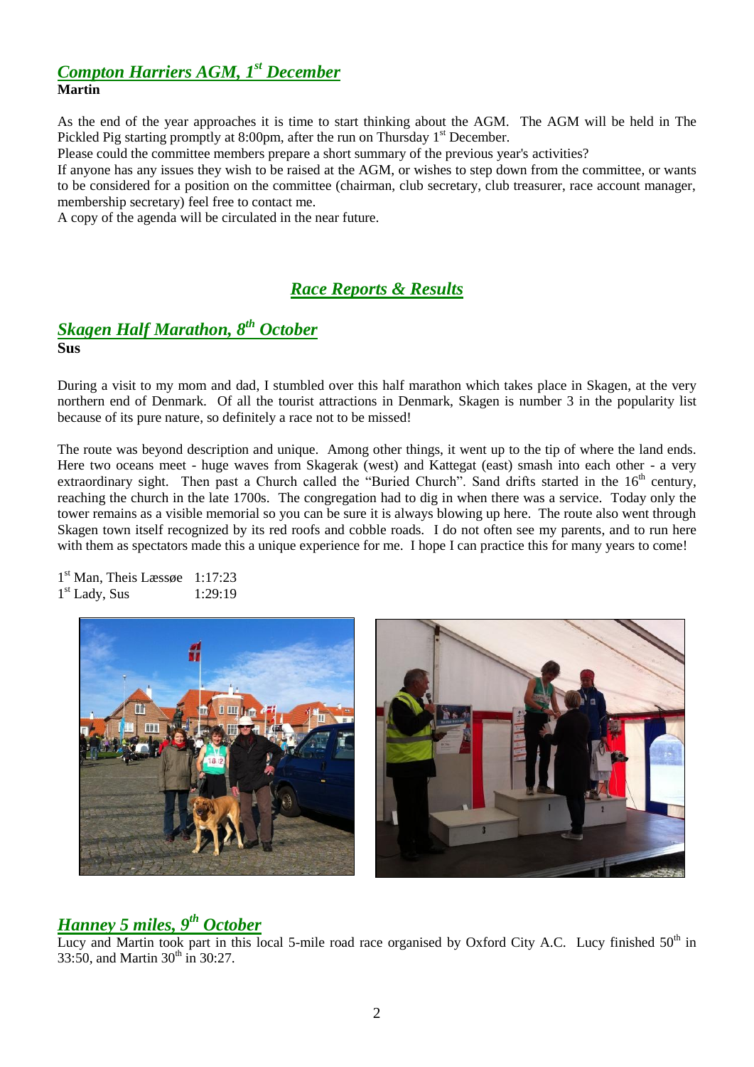## *Compton Harriers AGM, 1st December*

**Martin**

As the end of the year approaches it is time to start thinking about the AGM. The AGM will be held in The Pickled Pig starting promptly at 8:00pm, after the run on Thursday 1st December.

Please could the committee members prepare a short summary of the previous year's activities?

If anyone has any issues they wish to be raised at the AGM, or wishes to step down from the committee, or wants to be considered for a position on the committee (chairman, club secretary, club treasurer, race account manager, membership secretary) feel free to contact me.

A copy of the agenda will be circulated in the near future.

# *Race Reports & Results*

## *Skagen Half Marathon, 8th October*

**Sus**

During a visit to my mom and dad, I stumbled over this half marathon which takes place in Skagen, at the very northern end of Denmark. Of all the tourist attractions in Denmark, Skagen is number 3 in the popularity list because of its pure nature, so definitely a race not to be missed!

The route was beyond description and unique. Among other things, it went up to the tip of where the land ends. Here two oceans meet - huge waves from Skagerak (west) and Kattegat (east) smash into each other - a very extraordinary sight. Then past a Church called the "Buried Church". Sand drifts started in the 16th century, reaching the church in the late 1700s. The congregation had to dig in when there was a service. Today only the tower remains as a visible memorial so you can be sure it is always blowing up here. The route also went through Skagen town itself recognized by its red roofs and cobble roads. I do not often see my parents, and to run here with them as spectators made this a unique experience for me. I hope I can practice this for many years to come!

1st Man, Theis Læssøe 1:17:23
1st Lady, Sus 1:29:19

## *Hanney 5 miles, 9th October*

Lucy and Martin took part in this local 5-mile road race organised by Oxford City A.C. Lucy finished 50th in 33:50, and Martin 30th in 30:27.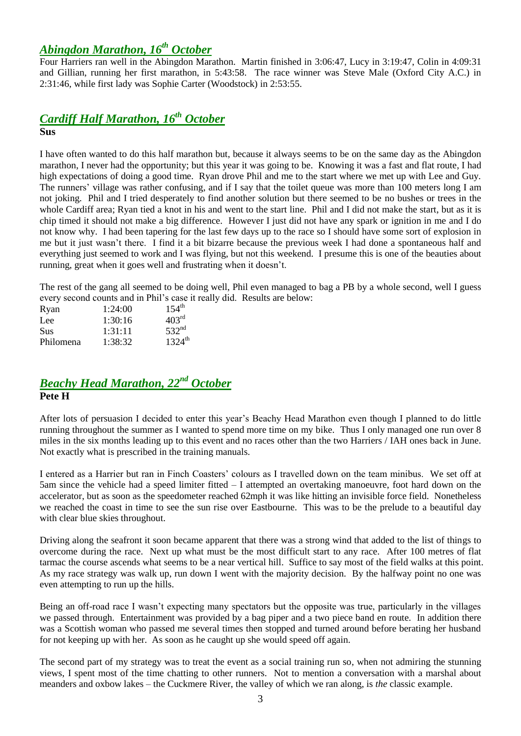## *Abingdon Marathon, 16th October*

Four Harriers ran well in the Abingdon Marathon. Martin finished in 3:06:47, Lucy in 3:19:47, Colin in 4:09:31 and Gillian, running her first marathon, in 5:43:58. The race winner was Steve Male (Oxford City A.C.) in 2:31:46, while first lady was Sophie Carter (Woodstock) in 2:53:55.

## *Cardiff Half Marathon, 16th October*

**Sus**

I have often wanted to do this half marathon but, because it always seems to be on the same day as the Abingdon marathon, I never had the opportunity; but this year it was going to be. Knowing it was a fast and flat route, I had high expectations of doing a good time. Ryan drove Phil and me to the start where we met up with Lee and Guy. The runners' village was rather confusing, and if I say that the toilet queue was more than 100 meters long I am not joking. Phil and I tried desperately to find another solution but there seemed to be no bushes or trees in the whole Cardiff area; Ryan tied a knot in his and went to the start line. Phil and I did not make the start, but as it is chip timed it should not make a big difference. However I just did not have any spark or ignition in me and I do not know why. I had been tapering for the last few days up to the race so I should have some sort of explosion in me but it just wasn't there. I find it a bit bizarre because the previous week I had done a spontaneous half and everything just seemed to work and I was flying, but not this weekend. I presume this is one of the beauties about running, great when it goes well and frustrating when it doesn't.

The rest of the gang all seemed to be doing well, Phil even managed to bag a PB by a whole second, well I guess every second counts and in Phil's case it really did. Results are below:

| | | |
|---|---|---|
| Ryan | 1:24:00 | 154th |
| Lee | 1:30:16 | 403rd |
| Sus | 1:31:11 | 532nd |
| Philomena | 1:38:32 | 1324th |

## *Beachy Head Marathon, 22nd October*

**Pete H**

After lots of persuasion I decided to enter this year's Beachy Head Marathon even though I planned to do little running throughout the summer as I wanted to spend more time on my bike. Thus I only managed one run over 8 miles in the six months leading up to this event and no races other than the two Harriers / IAH ones back in June. Not exactly what is prescribed in the training manuals.

I entered as a Harrier but ran in Finch Coasters' colours as I travelled down on the team minibus. We set off at 5am since the vehicle had a speed limiter fitted – I attempted an overtaking manoeuvre, foot hard down on the accelerator, but as soon as the speedometer reached 62mph it was like hitting an invisible force field. Nonetheless we reached the coast in time to see the sun rise over Eastbourne. This was to be the prelude to a beautiful day with clear blue skies throughout.

Driving along the seafront it soon became apparent that there was a strong wind that added to the list of things to overcome during the race. Next up what must be the most difficult start to any race. After 100 metres of flat tarmac the course ascends what seems to be a near vertical hill. Suffice to say most of the field walks at this point. As my race strategy was walk up, run down I went with the majority decision. By the halfway point no one was even attempting to run up the hills.

Being an off-road race I wasn't expecting many spectators but the opposite was true, particularly in the villages we passed through. Entertainment was provided by a bag piper and a two piece band en route. In addition there was a Scottish woman who passed me several times then stopped and turned around before berating her husband for not keeping up with her. As soon as he caught up she would speed off again.

The second part of my strategy was to treat the event as a social training run so, when not admiring the stunning views, I spent most of the time chatting to other runners. Not to mention a conversation with a marshal about meanders and oxbow lakes – the Cuckmere River, the valley of which we ran along, is *the* classic example.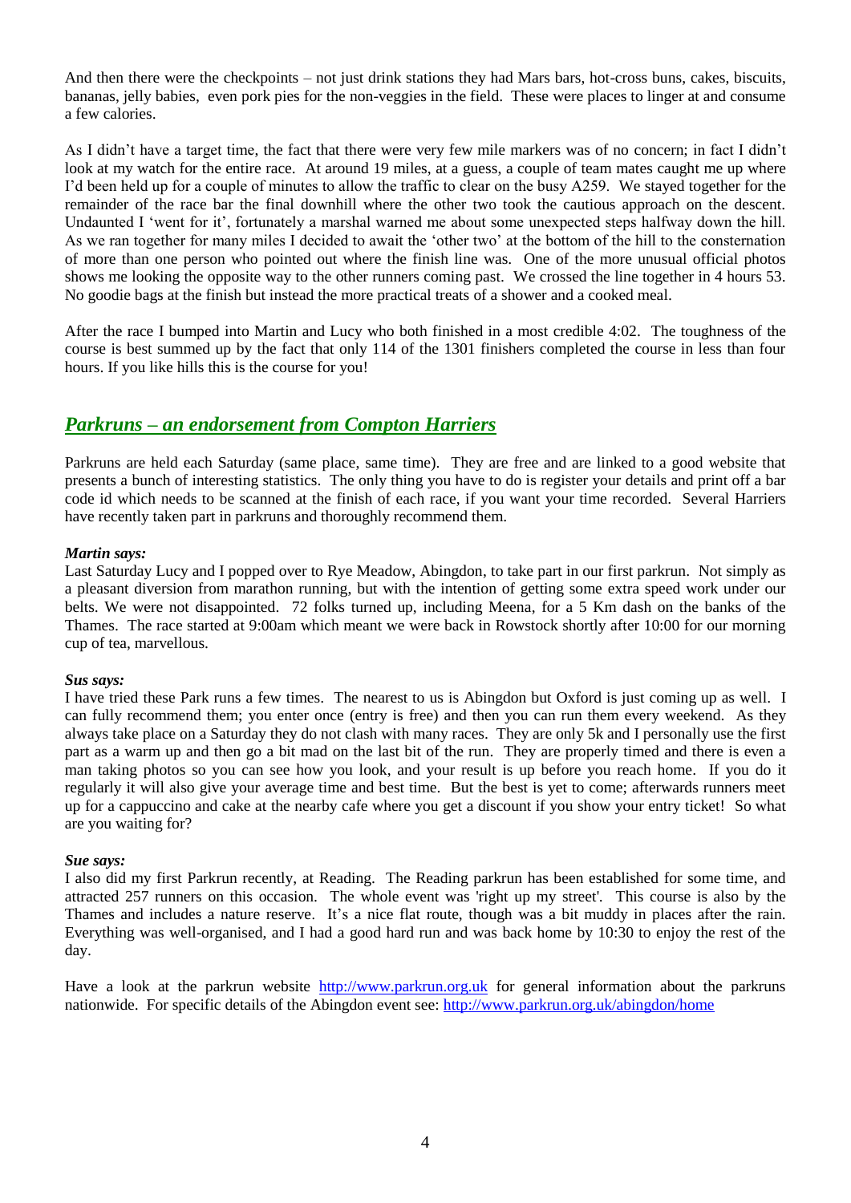And then there were the checkpoints – not just drink stations they had Mars bars, hot-cross buns, cakes, biscuits, bananas, jelly babies, even pork pies for the non-veggies in the field. These were places to linger at and consume a few calories.

As I didn't have a target time, the fact that there were very few mile markers was of no concern; in fact I didn't look at my watch for the entire race. At around 19 miles, at a guess, a couple of team mates caught me up where I'd been held up for a couple of minutes to allow the traffic to clear on the busy A259. We stayed together for the remainder of the race bar the final downhill where the other two took the cautious approach on the descent. Undaunted I 'went for it', fortunately a marshal warned me about some unexpected steps halfway down the hill. As we ran together for many miles I decided to await the 'other two' at the bottom of the hill to the consternation of more than one person who pointed out where the finish line was. One of the more unusual official photos shows me looking the opposite way to the other runners coming past. We crossed the line together in 4 hours 53. No goodie bags at the finish but instead the more practical treats of a shower and a cooked meal.

After the race I bumped into Martin and Lucy who both finished in a most credible 4:02. The toughness of the course is best summed up by the fact that only 114 of the 1301 finishers completed the course in less than four hours. If you like hills this is the course for you!

## *Parkruns – an endorsement from Compton Harriers*

Parkruns are held each Saturday (same place, same time). They are free and are linked to a good website that presents a bunch of interesting statistics. The only thing you have to do is register your details and print off a bar code id which needs to be scanned at the finish of each race, if you want your time recorded. Several Harriers have recently taken part in parkruns and thoroughly recommend them.

***Martin says:***
Last Saturday Lucy and I popped over to Rye Meadow, Abingdon, to take part in our first parkrun. Not simply as a pleasant diversion from marathon running, but with the intention of getting some extra speed work under our belts. We were not disappointed. 72 folks turned up, including Meena, for a 5 Km dash on the banks of the Thames. The race started at 9:00am which meant we were back in Rowstock shortly after 10:00 for our morning cup of tea, marvellous.

***Sus says:***
I have tried these Park runs a few times. The nearest to us is Abingdon but Oxford is just coming up as well. I can fully recommend them; you enter once (entry is free) and then you can run them every weekend. As they always take place on a Saturday they do not clash with many races. They are only 5k and I personally use the first part as a warm up and then go a bit mad on the last bit of the run. They are properly timed and there is even a man taking photos so you can see how you look, and your result is up before you reach home. If you do it regularly it will also give your average time and best time. But the best is yet to come; afterwards runners meet up for a cappuccino and cake at the nearby cafe where you get a discount if you show your entry ticket! So what are you waiting for?

***Sue says:***
I also did my first Parkrun recently, at Reading. The Reading parkrun has been established for some time, and attracted 257 runners on this occasion. The whole event was 'right up my street'. This course is also by the Thames and includes a nature reserve. It's a nice flat route, though was a bit muddy in places after the rain. Everything was well-organised, and I had a good hard run and was back home by 10:30 to enjoy the rest of the day.

Have a look at the parkrun website http://www.parkrun.org.uk for general information about the parkruns nationwide. For specific details of the Abingdon event see: http://www.parkrun.org.uk/abingdon/home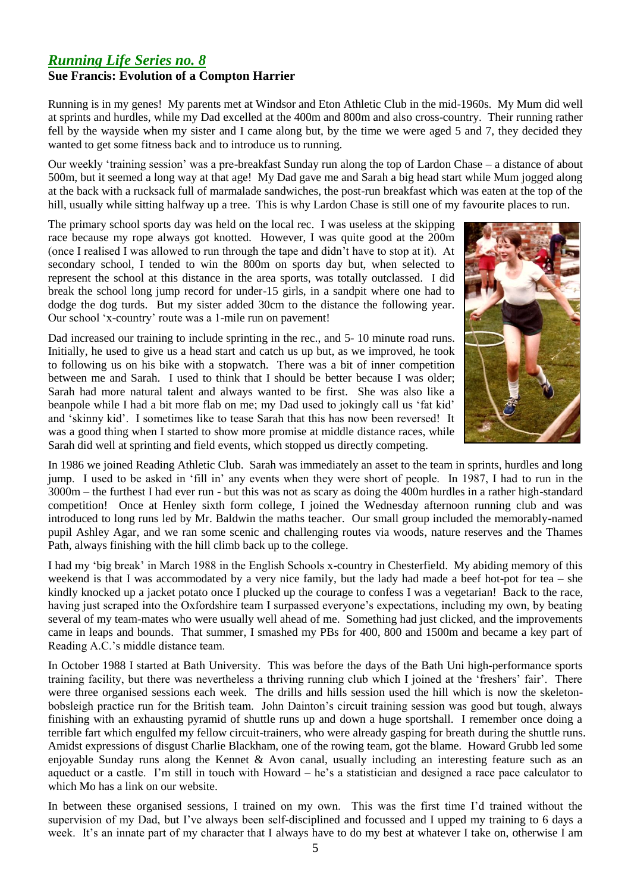## *Running Life Series no. 8*

**Sue Francis: Evolution of a Compton Harrier**

Running is in my genes! My parents met at Windsor and Eton Athletic Club in the mid-1960s. My Mum did well at sprints and hurdles, while my Dad excelled at the 400m and 800m and also cross-country. Their running rather fell by the wayside when my sister and I came along but, by the time we were aged 5 and 7, they decided they wanted to get some fitness back and to introduce us to running.

Our weekly 'training session' was a pre-breakfast Sunday run along the top of Lardon Chase – a distance of about 500m, but it seemed a long way at that age! My Dad gave me and Sarah a big head start while Mum jogged along at the back with a rucksack full of marmalade sandwiches, the post-run breakfast which was eaten at the top of the hill, usually while sitting halfway up a tree. This is why Lardon Chase is still one of my favourite places to run.

The primary school sports day was held on the local rec. I was useless at the skipping race because my rope always got knotted. However, I was quite good at the 200m (once I realised I was allowed to run through the tape and didn't have to stop at it). At secondary school, I tended to win the 800m on sports day but, when selected to represent the school at this distance in the area sports, was totally outclassed. I did break the school long jump record for under-15 girls, in a sandpit where one had to dodge the dog turds. But my sister added 30cm to the distance the following year. Our school 'x-country' route was a 1-mile run on pavement!

Dad increased our training to include sprinting in the rec., and 5- 10 minute road runs. Initially, he used to give us a head start and catch us up but, as we improved, he took to following us on his bike with a stopwatch. There was a bit of inner competition between me and Sarah. I used to think that I should be better because I was older; Sarah had more natural talent and always wanted to be first. She was also like a beanpole while I had a bit more flab on me; my Dad used to jokingly call us 'fat kid' and 'skinny kid'. I sometimes like to tease Sarah that this has now been reversed! It was a good thing when I started to show more promise at middle distance races, while Sarah did well at sprinting and field events, which stopped us directly competing.

In 1986 we joined Reading Athletic Club. Sarah was immediately an asset to the team in sprints, hurdles and long jump. I used to be asked in 'fill in' any events when they were short of people. In 1987, I had to run in the 3000m – the furthest I had ever run - but this was not as scary as doing the 400m hurdles in a rather high-standard competition! Once at Henley sixth form college, I joined the Wednesday afternoon running club and was introduced to long runs led by Mr. Baldwin the maths teacher. Our small group included the memorably-named pupil Ashley Agar, and we ran some scenic and challenging routes via woods, nature reserves and the Thames Path, always finishing with the hill climb back up to the college.

I had my 'big break' in March 1988 in the English Schools x-country in Chesterfield. My abiding memory of this weekend is that I was accommodated by a very nice family, but the lady had made a beef hot-pot for tea – she kindly knocked up a jacket potato once I plucked up the courage to confess I was a vegetarian! Back to the race, having just scraped into the Oxfordshire team I surpassed everyone's expectations, including my own, by beating several of my team-mates who were usually well ahead of me. Something had just clicked, and the improvements came in leaps and bounds. That summer, I smashed my PBs for 400, 800 and 1500m and became a key part of Reading A.C.'s middle distance team.

In October 1988 I started at Bath University. This was before the days of the Bath Uni high-performance sports training facility, but there was nevertheless a thriving running club which I joined at the 'freshers' fair'. There were three organised sessions each week. The drills and hills session used the hill which is now the skeleton-bobsleigh practice run for the British team. John Dainton's circuit training session was good but tough, always finishing with an exhausting pyramid of shuttle runs up and down a huge sportshall. I remember once doing a terrible fart which engulfed my fellow circuit-trainers, who were already gasping for breath during the shuttle runs. Amidst expressions of disgust Charlie Blackham, one of the rowing team, got the blame. Howard Grubb led some enjoyable Sunday runs along the Kennet & Avon canal, usually including an interesting feature such as an aqueduct or a castle. I'm still in touch with Howard – he's a statistician and designed a race pace calculator to which Mo has a link on our website.

In between these organised sessions, I trained on my own. This was the first time I'd trained without the supervision of my Dad, but I've always been self-disciplined and focussed and I upped my training to 6 days a week. It's an innate part of my character that I always have to do my best at whatever I take on, otherwise I am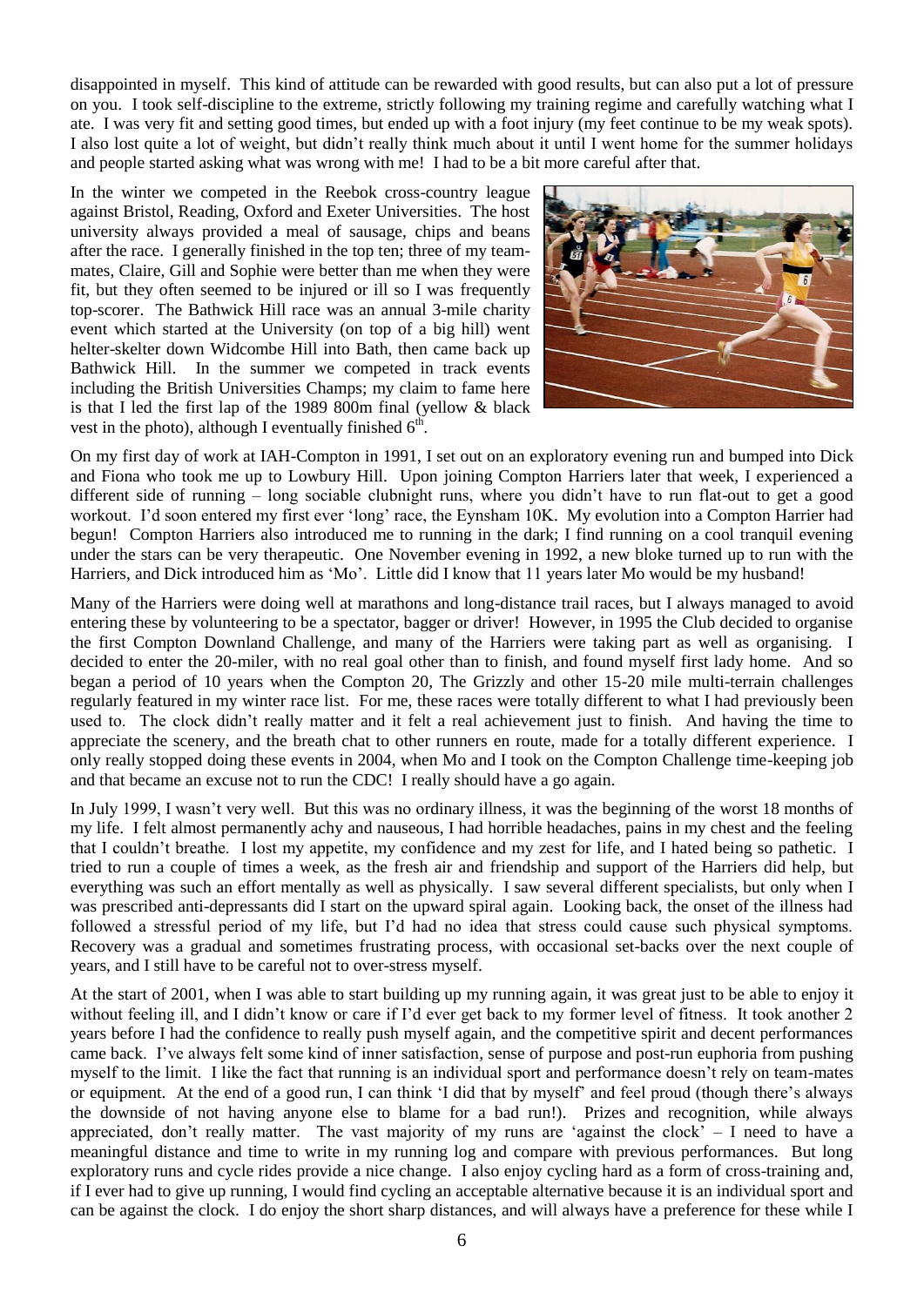disappointed in myself. This kind of attitude can be rewarded with good results, but can also put a lot of pressure on you. I took self-discipline to the extreme, strictly following my training regime and carefully watching what I ate. I was very fit and setting good times, but ended up with a foot injury (my feet continue to be my weak spots). I also lost quite a lot of weight, but didn't really think much about it until I went home for the summer holidays and people started asking what was wrong with me! I had to be a bit more careful after that.

In the winter we competed in the Reebok cross-country league against Bristol, Reading, Oxford and Exeter Universities. The host university always provided a meal of sausage, chips and beans after the race. I generally finished in the top ten; three of my team-mates, Claire, Gill and Sophie were better than me when they were fit, but they often seemed to be injured or ill so I was frequently top-scorer. The Bathwick Hill race was an annual 3-mile charity event which started at the University (on top of a big hill) went helter-skelter down Widcombe Hill into Bath, then came back up Bathwick Hill. In the summer we competed in track events including the British Universities Champs; my claim to fame here is that I led the first lap of the 1989 800m final (yellow & black vest in the photo), although I eventually finished 6th.

On my first day of work at IAH-Compton in 1991, I set out on an exploratory evening run and bumped into Dick and Fiona who took me up to Lowbury Hill. Upon joining Compton Harriers later that week, I experienced a different side of running – long sociable clubnight runs, where you didn't have to run flat-out to get a good workout. I'd soon entered my first ever 'long' race, the Eynsham 10K. My evolution into a Compton Harrier had begun! Compton Harriers also introduced me to running in the dark; I find running on a cool tranquil evening under the stars can be very therapeutic. One November evening in 1992, a new bloke turned up to run with the Harriers, and Dick introduced him as 'Mo'. Little did I know that 11 years later Mo would be my husband!

Many of the Harriers were doing well at marathons and long-distance trail races, but I always managed to avoid entering these by volunteering to be a spectator, bagger or driver! However, in 1995 the Club decided to organise the first Compton Downland Challenge, and many of the Harriers were taking part as well as organising. I decided to enter the 20-miler, with no real goal other than to finish, and found myself first lady home. And so began a period of 10 years when the Compton 20, The Grizzly and other 15-20 mile multi-terrain challenges regularly featured in my winter race list. For me, these races were totally different to what I had previously been used to. The clock didn't really matter and it felt a real achievement just to finish. And having the time to appreciate the scenery, and the breath chat to other runners en route, made for a totally different experience. I only really stopped doing these events in 2004, when Mo and I took on the Compton Challenge time-keeping job and that became an excuse not to run the CDC! I really should have a go again.

In July 1999, I wasn't very well. But this was no ordinary illness, it was the beginning of the worst 18 months of my life. I felt almost permanently achy and nauseous, I had horrible headaches, pains in my chest and the feeling that I couldn't breathe. I lost my appetite, my confidence and my zest for life, and I hated being so pathetic. I tried to run a couple of times a week, as the fresh air and friendship and support of the Harriers did help, but everything was such an effort mentally as well as physically. I saw several different specialists, but only when I was prescribed anti-depressants did I start on the upward spiral again. Looking back, the onset of the illness had followed a stressful period of my life, but I'd had no idea that stress could cause such physical symptoms. Recovery was a gradual and sometimes frustrating process, with occasional set-backs over the next couple of years, and I still have to be careful not to over-stress myself.

At the start of 2001, when I was able to start building up my running again, it was great just to be able to enjoy it without feeling ill, and I didn't know or care if I'd ever get back to my former level of fitness. It took another 2 years before I had the confidence to really push myself again, and the competitive spirit and decent performances came back. I've always felt some kind of inner satisfaction, sense of purpose and post-run euphoria from pushing myself to the limit. I like the fact that running is an individual sport and performance doesn't rely on team-mates or equipment. At the end of a good run, I can think 'I did that by myself' and feel proud (though there's always the downside of not having anyone else to blame for a bad run!). Prizes and recognition, while always appreciated, don't really matter. The vast majority of my runs are 'against the clock' – I need to have a meaningful distance and time to write in my running log and compare with previous performances. But long exploratory runs and cycle rides provide a nice change. I also enjoy cycling hard as a form of cross-training and, if I ever had to give up running, I would find cycling an acceptable alternative because it is an individual sport and can be against the clock. I do enjoy the short sharp distances, and will always have a preference for these while I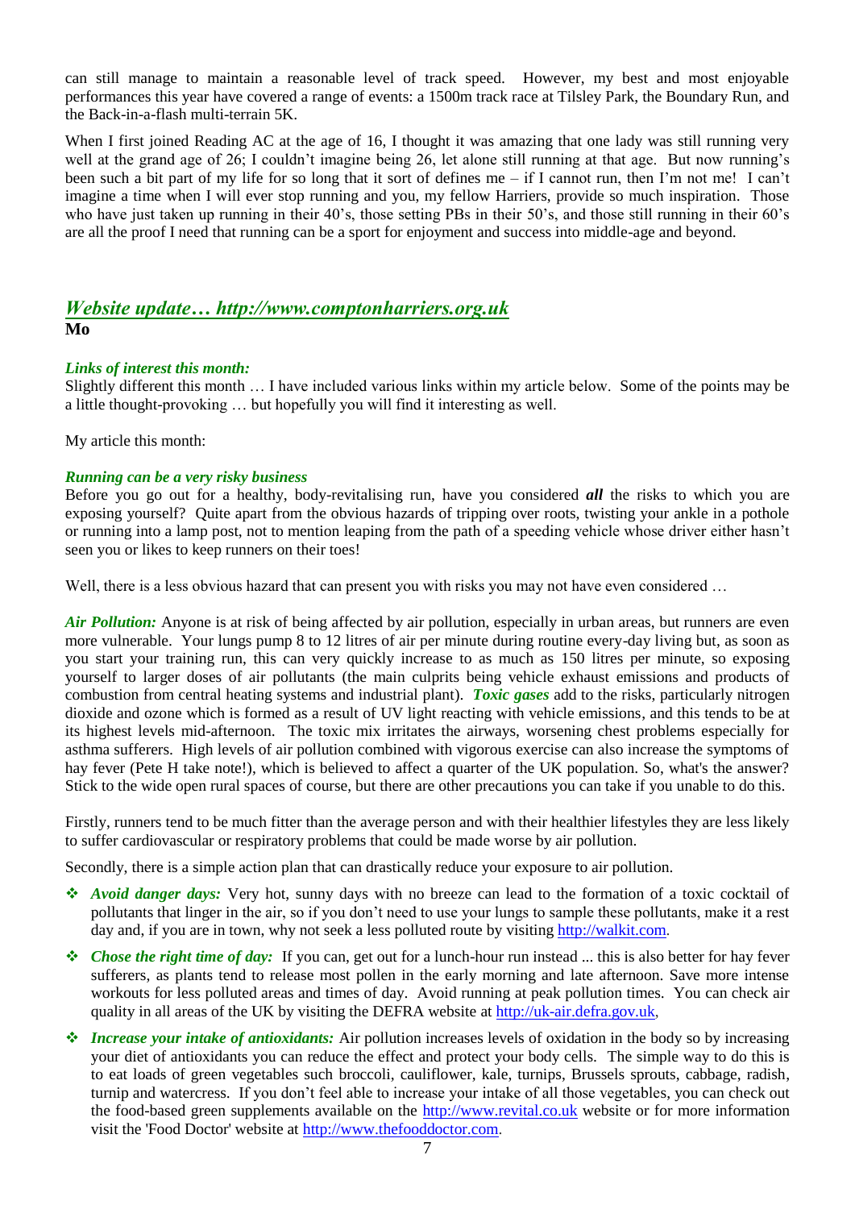can still manage to maintain a reasonable level of track speed. However, my best and most enjoyable performances this year have covered a range of events: a 1500m track race at Tilsley Park, the Boundary Run, and the Back-in-a-flash multi-terrain 5K.

When I first joined Reading AC at the age of 16, I thought it was amazing that one lady was still running very well at the grand age of 26; I couldn't imagine being 26, let alone still running at that age. But now running's been such a bit part of my life for so long that it sort of defines me – if I cannot run, then I'm not me! I can't imagine a time when I will ever stop running and you, my fellow Harriers, provide so much inspiration. Those who have just taken up running in their 40's, those setting PBs in their 50's, and those still running in their 60's are all the proof I need that running can be a sport for enjoyment and success into middle-age and beyond.

## *Website update… http://www.comptonharriers.org.uk*

**Mo**

***Links of interest this month:***

Slightly different this month … I have included various links within my article below. Some of the points may be a little thought-provoking … but hopefully you will find it interesting as well.

My article this month:

***Running can be a very risky business***

Before you go out for a healthy, body-revitalising run, have you considered ***all*** the risks to which you are exposing yourself? Quite apart from the obvious hazards of tripping over roots, twisting your ankle in a pothole or running into a lamp post, not to mention leaping from the path of a speeding vehicle whose driver either hasn't seen you or likes to keep runners on their toes!

Well, there is a less obvious hazard that can present you with risks you may not have even considered …

***Air Pollution:*** Anyone is at risk of being affected by air pollution, especially in urban areas, but runners are even more vulnerable. Your lungs pump 8 to 12 litres of air per minute during routine every-day living but, as soon as you start your training run, this can very quickly increase to as much as 150 litres per minute, so exposing yourself to larger doses of air pollutants (the main culprits being vehicle exhaust emissions and products of combustion from central heating systems and industrial plant). ***Toxic gases*** add to the risks, particularly nitrogen dioxide and ozone which is formed as a result of UV light reacting with vehicle emissions, and this tends to be at its highest levels mid-afternoon. The toxic mix irritates the airways, worsening chest problems especially for asthma sufferers. High levels of air pollution combined with vigorous exercise can also increase the symptoms of hay fever (Pete H take note!), which is believed to affect a quarter of the UK population. So, what's the answer? Stick to the wide open rural spaces of course, but there are other precautions you can take if you unable to do this.

Firstly, runners tend to be much fitter than the average person and with their healthier lifestyles they are less likely to suffer cardiovascular or respiratory problems that could be made worse by air pollution.

Secondly, there is a simple action plan that can drastically reduce your exposure to air pollution.

- ***Avoid danger days:*** Very hot, sunny days with no breeze can lead to the formation of a toxic cocktail of pollutants that linger in the air, so if you don't need to use your lungs to sample these pollutants, make it a rest day and, if you are in town, why not seek a less polluted route by visiting http://walkit.com.
- ***Chose the right time of day:*** If you can, get out for a lunch-hour run instead ... this is also better for hay fever sufferers, as plants tend to release most pollen in the early morning and late afternoon. Save more intense workouts for less polluted areas and times of day. Avoid running at peak pollution times. You can check air quality in all areas of the UK by visiting the DEFRA website at http://uk-air.defra.gov.uk,
- ***Increase your intake of antioxidants:*** Air pollution increases levels of oxidation in the body so by increasing your diet of antioxidants you can reduce the effect and protect your body cells. The simple way to do this is to eat loads of green vegetables such broccoli, cauliflower, kale, turnips, Brussels sprouts, cabbage, radish, turnip and watercress. If you don't feel able to increase your intake of all those vegetables, you can check out the food-based green supplements available on the http://www.revital.co.uk website or for more information visit the 'Food Doctor' website at http://www.thefooddoctor.com.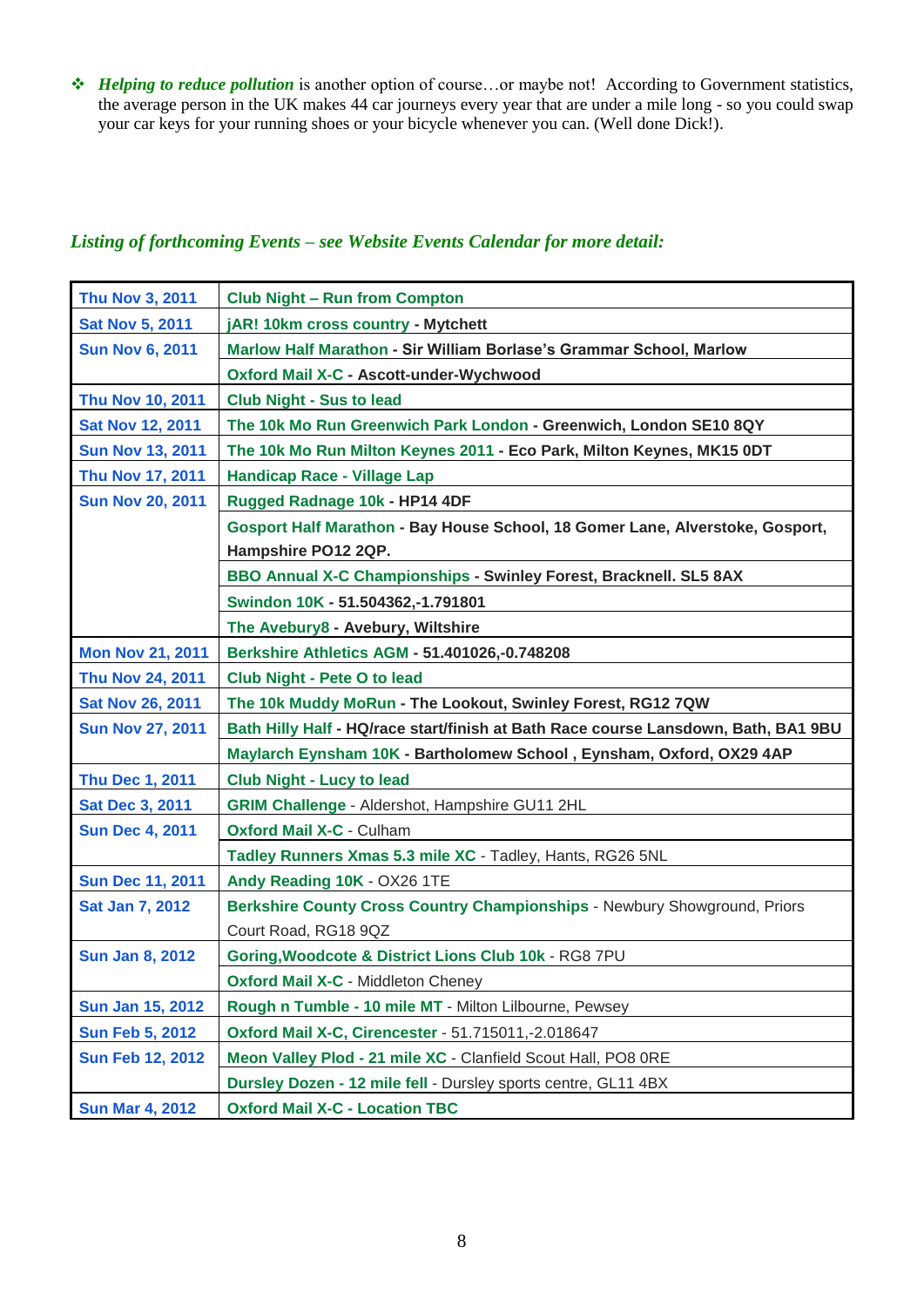- ***Helping to reduce pollution*** is another option of course…or maybe not! According to Government statistics, the average person in the UK makes 44 car journeys every year that are under a mile long - so you could swap your car keys for your running shoes or your bicycle whenever you can. (Well done Dick!).

***Listing of forthcoming Events – see Website Events Calendar for more detail:***

| | |
|---|---|
| **Thu Nov 3, 2011** | **Club Night – Run from Compton** |
| **Sat Nov 5, 2011** | **jAR! 10km cross country - Mytchett** |
| **Sun Nov 6, 2011** | **Marlow Half Marathon - Sir William Borlase's Grammar School, Marlow** |
| | **Oxford Mail X-C - Ascott-under-Wychwood** |
| **Thu Nov 10, 2011** | **Club Night - Sus to lead** |
| **Sat Nov 12, 2011** | **The 10k Mo Run Greenwich Park London - Greenwich, London SE10 8QY** |
| **Sun Nov 13, 2011** | **The 10k Mo Run Milton Keynes 2011 - Eco Park, Milton Keynes, MK15 0DT** |
| **Thu Nov 17, 2011** | **Handicap Race - Village Lap** |
| **Sun Nov 20, 2011** | **Rugged Radnage 10k - HP14 4DF** |
| | **Gosport Half Marathon - Bay House School, 18 Gomer Lane, Alverstoke, Gosport, Hampshire PO12 2QP.** |
| | **BBO Annual X-C Championships - Swinley Forest, Bracknell. SL5 8AX** |
| | **Swindon 10K - 51.504362,-1.791801** |
| | **The Avebury8 - Avebury, Wiltshire** |
| **Mon Nov 21, 2011** | **Berkshire Athletics AGM - 51.401026,-0.748208** |
| **Thu Nov 24, 2011** | **Club Night - Pete O to lead** |
| **Sat Nov 26, 2011** | **The 10k Muddy MoRun - The Lookout, Swinley Forest, RG12 7QW** |
| **Sun Nov 27, 2011** | **Bath Hilly Half - HQ/race start/finish at Bath Race course Lansdown, Bath, BA1 9BU** |
| | **Maylarch Eynsham 10K - Bartholomew School , Eynsham, Oxford, OX29 4AP** |
| **Thu Dec 1, 2011** | **Club Night - Lucy to lead** |
| **Sat Dec 3, 2011** | **GRIM Challenge** - Aldershot, Hampshire GU11 2HL |
| **Sun Dec 4, 2011** | **Oxford Mail X-C** - Culham |
| | **Tadley Runners Xmas 5.3 mile XC** - Tadley, Hants, RG26 5NL |
| **Sun Dec 11, 2011** | **Andy Reading 10K** - OX26 1TE |
| **Sat Jan 7, 2012** | **Berkshire County Cross Country Championships** - Newbury Showground, Priors Court Road, RG18 9QZ |
| **Sun Jan 8, 2012** | **Goring,Woodcote & District Lions Club 10k** - RG8 7PU |
| | **Oxford Mail X-C** - Middleton Cheney |
| **Sun Jan 15, 2012** | **Rough n Tumble - 10 mile MT** - Milton Lilbourne, Pewsey |
| **Sun Feb 5, 2012** | **Oxford Mail X-C, Cirencester** - 51.715011,-2.018647 |
| **Sun Feb 12, 2012** | **Meon Valley Plod - 21 mile XC** - Clanfield Scout Hall, PO8 0RE |
| | **Dursley Dozen - 12 mile fell** - Dursley sports centre, GL11 4BX |
| **Sun Mar 4, 2012** | **Oxford Mail X-C - Location TBC** |